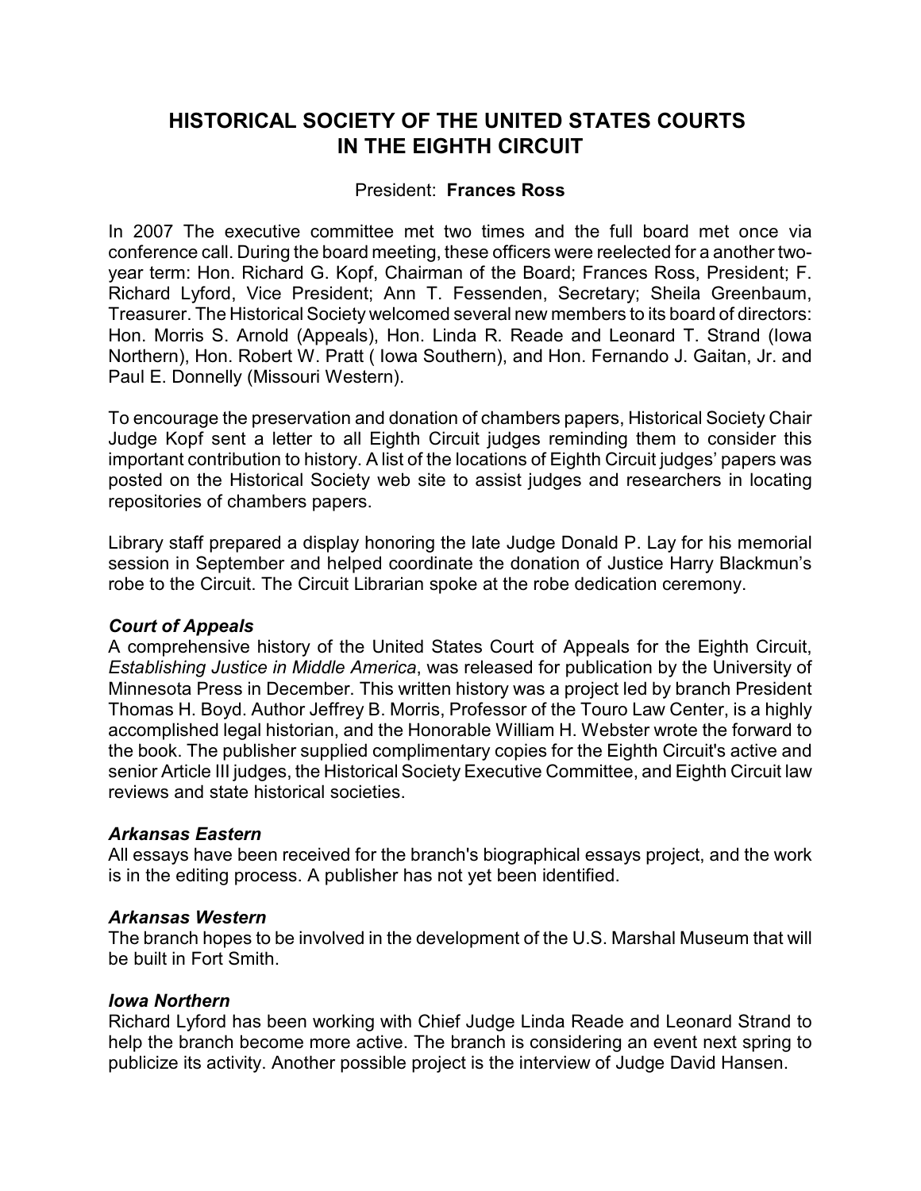# HISTORICAL SOCIETY OF THE UNITED STATES COURTS IN THE EIGHTH CIRCUIT

President: **Frances Ross**

In 2007 The executive committee met two times and the full board met once via conference call. During the board meeting, these officers were reelected for a another two-year term: Hon. Richard G. Kopf, Chairman of the Board; Frances Ross, President; F. Richard Lyford, Vice President; Ann T. Fessenden, Secretary; Sheila Greenbaum, Treasurer. The Historical Society welcomed several new members to its board of directors: Hon. Morris S. Arnold (Appeals), Hon. Linda R. Reade and Leonard T. Strand (Iowa Northern), Hon. Robert W. Pratt ( Iowa Southern), and Hon. Fernando J. Gaitan, Jr. and Paul E. Donnelly (Missouri Western).

To encourage the preservation and donation of chambers papers, Historical Society Chair Judge Kopf sent a letter to all Eighth Circuit judges reminding them to consider this important contribution to history. A list of the locations of Eighth Circuit judges' papers was posted on the Historical Society web site to assist judges and researchers in locating repositories of chambers papers.

Library staff prepared a display honoring the late Judge Donald P. Lay for his memorial session in September and helped coordinate the donation of Justice Harry Blackmun's robe to the Circuit. The Circuit Librarian spoke at the robe dedication ceremony.

### *Court of Appeals*

A comprehensive history of the United States Court of Appeals for the Eighth Circuit, *Establishing Justice in Middle America*, was released for publication by the University of Minnesota Press in December. This written history was a project led by branch President Thomas H. Boyd. Author Jeffrey B. Morris, Professor of the Touro Law Center, is a highly accomplished legal historian, and the Honorable William H. Webster wrote the forward to the book. The publisher supplied complimentary copies for the Eighth Circuit's active and senior Article III judges, the Historical Society Executive Committee, and Eighth Circuit law reviews and state historical societies.

### *Arkansas Eastern*

All essays have been received for the branch's biographical essays project, and the work is in the editing process. A publisher has not yet been identified.

### *Arkansas Western*

The branch hopes to be involved in the development of the U.S. Marshal Museum that will be built in Fort Smith.

### *Iowa Northern*

Richard Lyford has been working with Chief Judge Linda Reade and Leonard Strand to help the branch become more active. The branch is considering an event next spring to publicize its activity. Another possible project is the interview of Judge David Hansen.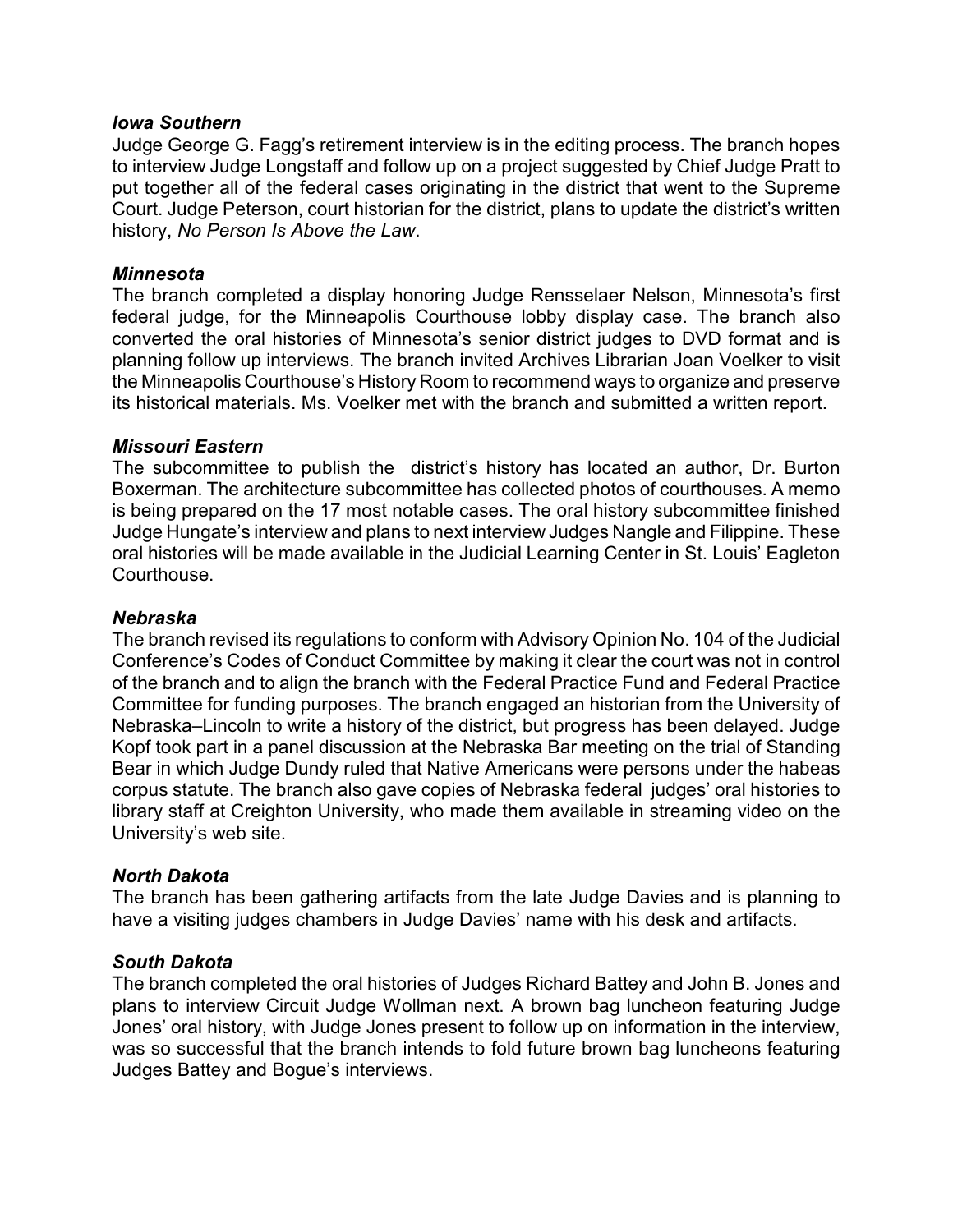### *Iowa Southern*

Judge George G. Fagg's retirement interview is in the editing process. The branch hopes to interview Judge Longstaff and follow up on a project suggested by Chief Judge Pratt to put together all of the federal cases originating in the district that went to the Supreme Court. Judge Peterson, court historian for the district, plans to update the district's written history, *No Person Is Above the Law*.

### *Minnesota*

The branch completed a display honoring Judge Rensselaer Nelson, Minnesota's first federal judge, for the Minneapolis Courthouse lobby display case. The branch also converted the oral histories of Minnesota's senior district judges to DVD format and is planning follow up interviews. The branch invited Archives Librarian Joan Voelker to visit the Minneapolis Courthouse's History Room to recommend ways to organize and preserve its historical materials. Ms. Voelker met with the branch and submitted a written report.

### *Missouri Eastern*

The subcommittee to publish the district's history has located an author, Dr. Burton Boxerman. The architecture subcommittee has collected photos of courthouses. A memo is being prepared on the 17 most notable cases. The oral history subcommittee finished Judge Hungate's interview and plans to next interview Judges Nangle and Filippine. These oral histories will be made available in the Judicial Learning Center in St. Louis' Eagleton Courthouse.

### *Nebraska*

The branch revised its regulations to conform with Advisory Opinion No. 104 of the Judicial Conference's Codes of Conduct Committee by making it clear the court was not in control of the branch and to align the branch with the Federal Practice Fund and Federal Practice Committee for funding purposes. The branch engaged an historian from the University of Nebraska–Lincoln to write a history of the district, but progress has been delayed. Judge Kopf took part in a panel discussion at the Nebraska Bar meeting on the trial of Standing Bear in which Judge Dundy ruled that Native Americans were persons under the habeas corpus statute. The branch also gave copies of Nebraska federal judges' oral histories to library staff at Creighton University, who made them available in streaming video on the University's web site.

### *North Dakota*

The branch has been gathering artifacts from the late Judge Davies and is planning to have a visiting judges chambers in Judge Davies' name with his desk and artifacts.

### *South Dakota*

The branch completed the oral histories of Judges Richard Battey and John B. Jones and plans to interview Circuit Judge Wollman next. A brown bag luncheon featuring Judge Jones' oral history, with Judge Jones present to follow up on information in the interview, was so successful that the branch intends to fold future brown bag luncheons featuring Judges Battey and Bogue's interviews.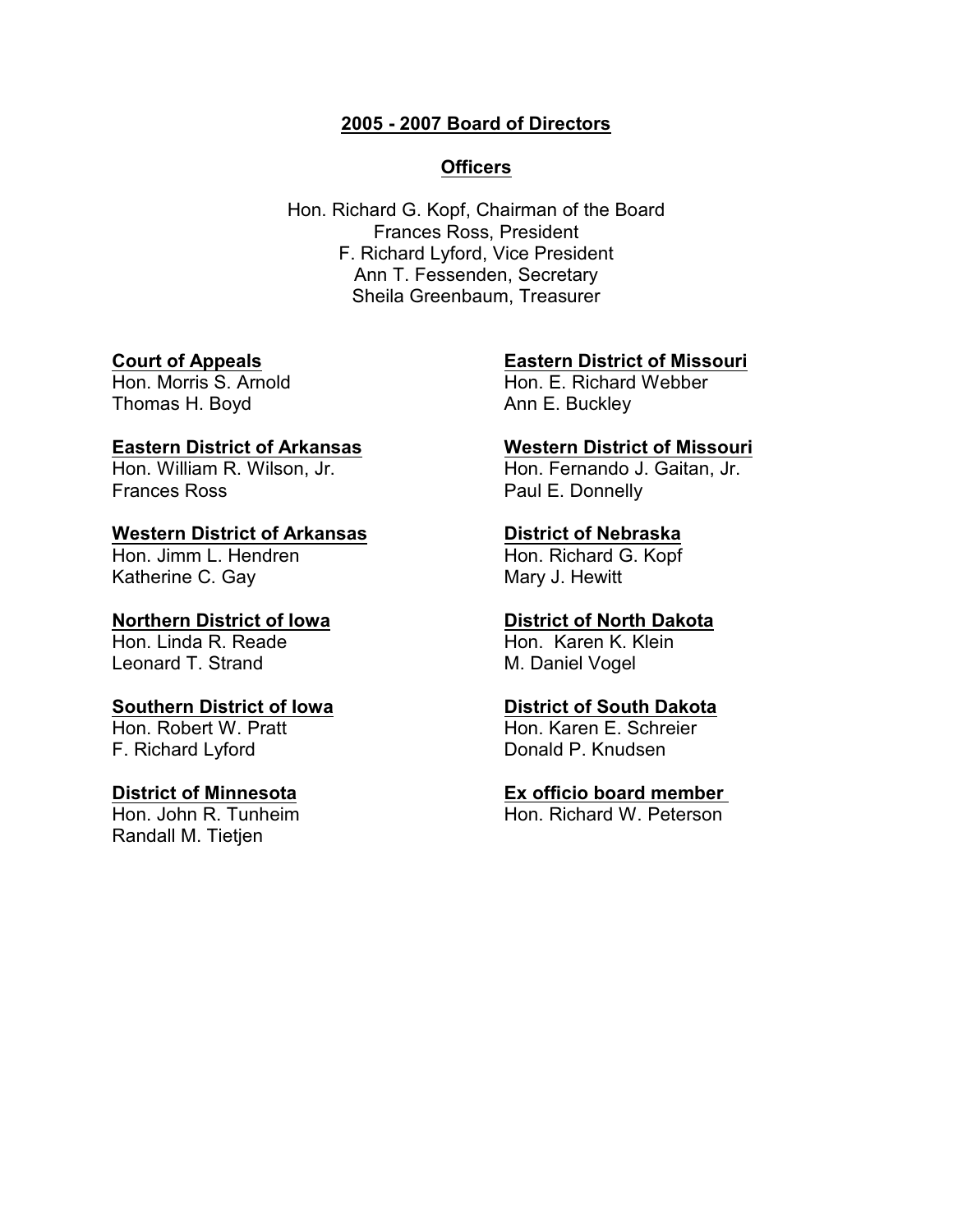## 2005 - 2007 Board of Directors

### Officers

Hon. Richard G. Kopf, Chairman of the Board
Frances Ross, President
F. Richard Lyford, Vice President
Ann T. Fessenden, Secretary
Sheila Greenbaum, Treasurer

**Court of Appeals**
Hon. Morris S. Arnold
Thomas H. Boyd

**Eastern District of Arkansas**
Hon. William R. Wilson, Jr.
Frances Ross

**Western District of Arkansas**
Hon. Jimm L. Hendren
Katherine C. Gay

**Northern District of Iowa**
Hon. Linda R. Reade
Leonard T. Strand

**Southern District of Iowa**
Hon. Robert W. Pratt
F. Richard Lyford

**District of Minnesota**
Hon. John R. Tunheim
Randall M. Tietjen

**Eastern District of Missouri**
Hon. E. Richard Webber
Ann E. Buckley

**Western District of Missouri**
Hon. Fernando J. Gaitan, Jr.
Paul E. Donnelly

**District of Nebraska**
Hon. Richard G. Kopf
Mary J. Hewitt

**District of North Dakota**
Hon. Karen K. Klein
M. Daniel Vogel

**District of South Dakota**
Hon. Karen E. Schreier
Donald P. Knudsen

**Ex officio board member**
Hon. Richard W. Peterson